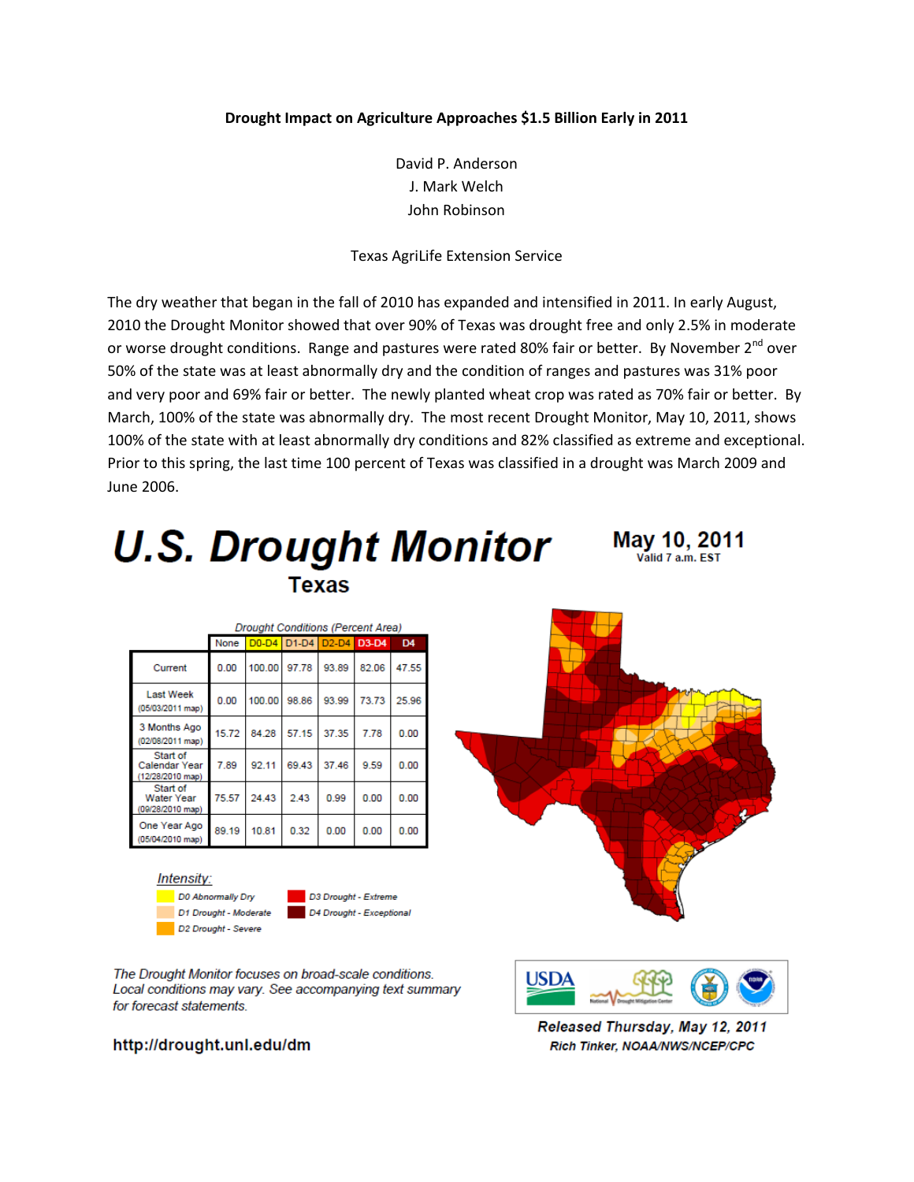**Drought Impact on Agriculture Approaches $1.5 Billion Early in 2011**

David P. Anderson
J. Mark Welch
John Robinson

Texas AgriLife Extension Service

The dry weather that began in the fall of 2010 has expanded and intensified in 2011. In early August, 2010 the Drought Monitor showed that over 90% of Texas was drought free and only 2.5% in moderate or worse drought conditions. Range and pastures were rated 80% fair or better. By November 2nd over 50% of the state was at least abnormally dry and the condition of ranges and pastures was 31% poor and very poor and 69% fair or better. The newly planted wheat crop was rated as 70% fair or better. By March, 100% of the state was abnormally dry. The most recent Drought Monitor, May 10, 2011, shows 100% of the state with at least abnormally dry conditions and 82% classified as extreme and exceptional. Prior to this spring, the last time 100 percent of Texas was classified in a drought was March 2009 and June 2006.

# U.S. Drought Monitor

**May 10, 2011**
Valid 7 a.m. EST

## Texas

*Drought Conditions (Percent Area)*

| | None | D0-D4 | D1-D4 | D2-D4 | D3-D4 | D4 |
|---|---|---|---|---|---|---|
| Current | 0.00 | 100.00 | 97.78 | 93.89 | 82.06 | 47.55 |
| Last Week (05/03/2011 map) | 0.00 | 100.00 | 98.86 | 93.99 | 73.73 | 25.96 |
| 3 Months Ago (02/08/2011 map) | 15.72 | 84.28 | 57.15 | 37.35 | 7.78 | 0.00 |
| Start of Calendar Year (12/28/2010 map) | 7.89 | 92.11 | 69.43 | 37.46 | 9.59 | 0.00 |
| Start of Water Year (09/28/2010 map) | 75.57 | 24.43 | 2.43 | 0.99 | 0.00 | 0.00 |
| One Year Ago (05/04/2010 map) | 89.19 | 10.81 | 0.32 | 0.00 | 0.00 | 0.00 |

*Intensity:*
- D0 Abnormally Dry
- D1 Drought - Moderate
- D2 Drought - Severe
- D3 Drought - Extreme
- D4 Drought - Exceptional

*The Drought Monitor focuses on broad-scale conditions. Local conditions may vary. See accompanying text summary for forecast statements.*

**http://drought.unl.edu/dm**

***Released Thursday, May 12, 2011***
***Rich Tinker, NOAA/NWS/NCEP/CPC***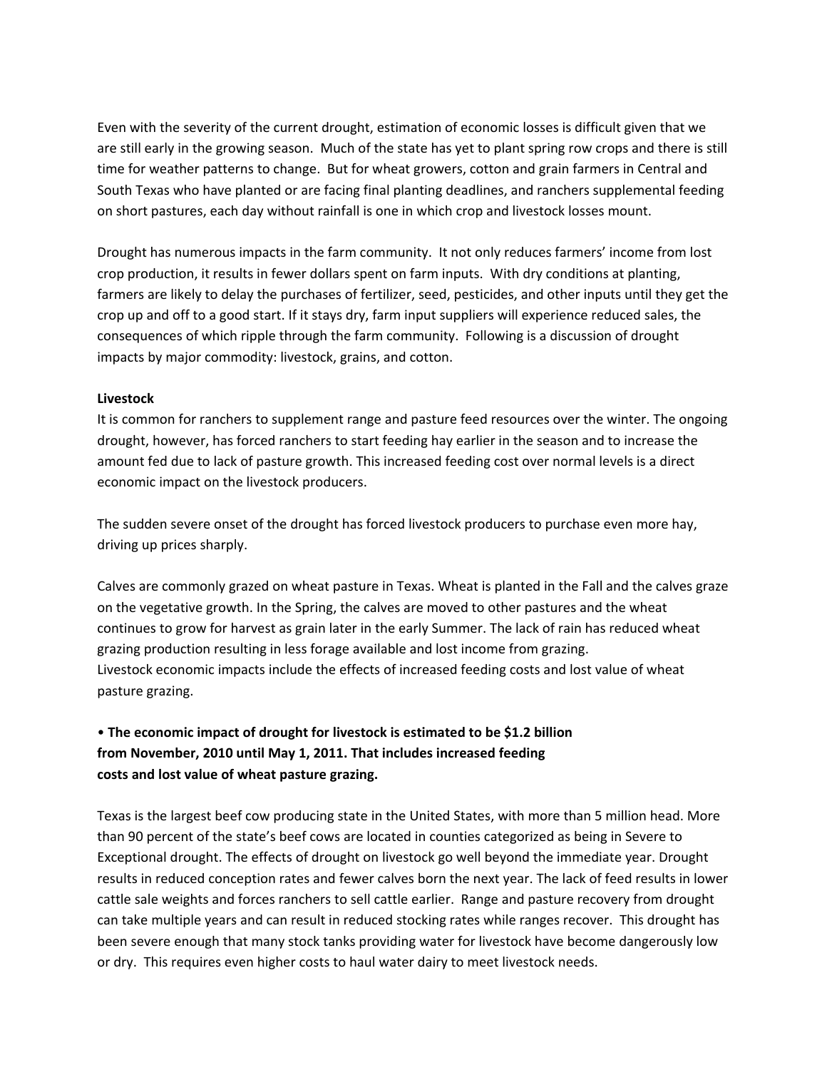Even with the severity of the current drought, estimation of economic losses is difficult given that we are still early in the growing season. Much of the state has yet to plant spring row crops and there is still time for weather patterns to change. But for wheat growers, cotton and grain farmers in Central and South Texas who have planted or are facing final planting deadlines, and ranchers supplemental feeding on short pastures, each day without rainfall is one in which crop and livestock losses mount.

Drought has numerous impacts in the farm community. It not only reduces farmers' income from lost crop production, it results in fewer dollars spent on farm inputs. With dry conditions at planting, farmers are likely to delay the purchases of fertilizer, seed, pesticides, and other inputs until they get the crop up and off to a good start. If it stays dry, farm input suppliers will experience reduced sales, the consequences of which ripple through the farm community. Following is a discussion of drought impacts by major commodity: livestock, grains, and cotton.

**Livestock**

It is common for ranchers to supplement range and pasture feed resources over the winter. The ongoing drought, however, has forced ranchers to start feeding hay earlier in the season and to increase the amount fed due to lack of pasture growth. This increased feeding cost over normal levels is a direct economic impact on the livestock producers.

The sudden severe onset of the drought has forced livestock producers to purchase even more hay, driving up prices sharply.

Calves are commonly grazed on wheat pasture in Texas. Wheat is planted in the Fall and the calves graze on the vegetative growth. In the Spring, the calves are moved to other pastures and the wheat continues to grow for harvest as grain later in the early Summer. The lack of rain has reduced wheat grazing production resulting in less forage available and lost income from grazing.
Livestock economic impacts include the effects of increased feeding costs and lost value of wheat pasture grazing.

- **The economic impact of drought for livestock is estimated to be $1.2 billion from November, 2010 until May 1, 2011. That includes increased feeding costs and lost value of wheat pasture grazing.**

Texas is the largest beef cow producing state in the United States, with more than 5 million head. More than 90 percent of the state's beef cows are located in counties categorized as being in Severe to Exceptional drought. The effects of drought on livestock go well beyond the immediate year. Drought results in reduced conception rates and fewer calves born the next year. The lack of feed results in lower cattle sale weights and forces ranchers to sell cattle earlier. Range and pasture recovery from drought can take multiple years and can result in reduced stocking rates while ranges recover. This drought has been severe enough that many stock tanks providing water for livestock have become dangerously low or dry. This requires even higher costs to haul water dairy to meet livestock needs.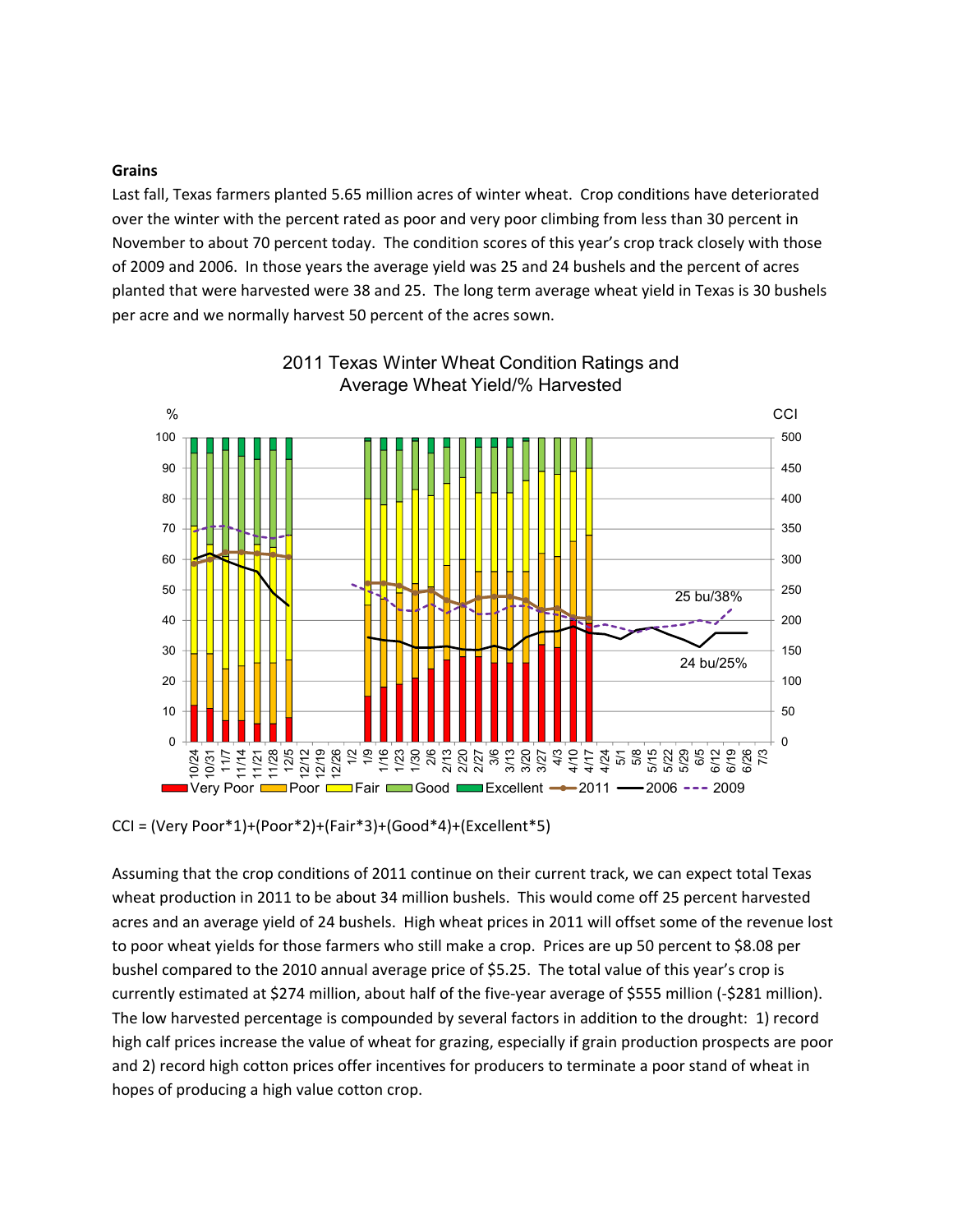**Grains**

Last fall, Texas farmers planted 5.65 million acres of winter wheat. Crop conditions have deteriorated over the winter with the percent rated as poor and very poor climbing from less than 30 percent in November to about 70 percent today. The condition scores of this year's crop track closely with those of 2009 and 2006. In those years the average yield was 25 and 24 bushels and the percent of acres planted that were harvested were 38 and 25. The long term average wheat yield in Texas is 30 bushels per acre and we normally harvest 50 percent of the acres sown.

2011 Texas Winter Wheat Condition Ratings and Average Wheat Yield/% Harvested

CCI = (Very Poor*1)+(Poor*2)+(Fair*3)+(Good*4)+(Excellent*5)

Assuming that the crop conditions of 2011 continue on their current track, we can expect total Texas wheat production in 2011 to be about 34 million bushels. This would come off 25 percent harvested acres and an average yield of 24 bushels. High wheat prices in 2011 will offset some of the revenue lost to poor wheat yields for those farmers who still make a crop. Prices are up 50 percent to $8.08 per bushel compared to the 2010 annual average price of $5.25. The total value of this year's crop is currently estimated at $274 million, about half of the five-year average of $555 million (-$281 million). The low harvested percentage is compounded by several factors in addition to the drought: 1) record high calf prices increase the value of wheat for grazing, especially if grain production prospects are poor and 2) record high cotton prices offer incentives for producers to terminate a poor stand of wheat in hopes of producing a high value cotton crop.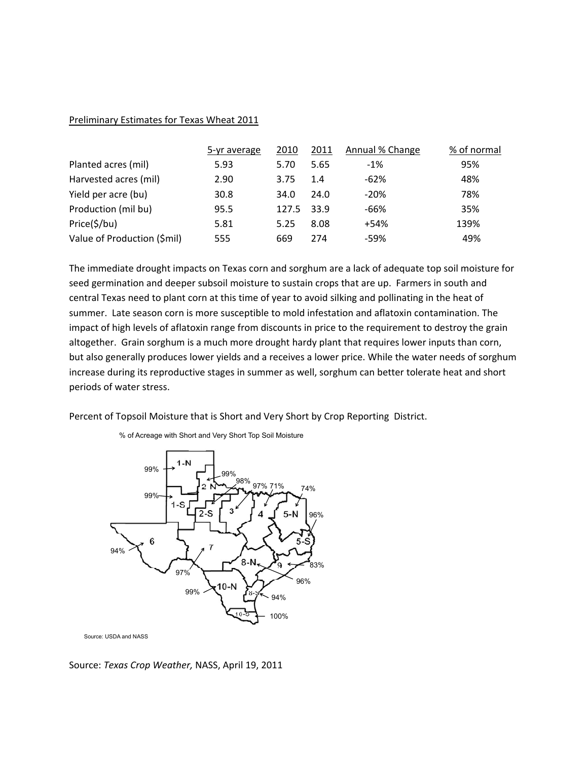Preliminary Estimates for Texas Wheat 2011

| | 5-yr average | 2010 | 2011 | Annual % Change | % of normal |
|---|---|---|---|---|---|
| Planted acres (mil) | 5.93 | 5.70 | 5.65 | -1% | 95% |
| Harvested acres (mil) | 2.90 | 3.75 | 1.4 | -62% | 48% |
| Yield per acre (bu) | 30.8 | 34.0 | 24.0 | -20% | 78% |
| Production (mil bu) | 95.5 | 127.5 | 33.9 | -66% | 35% |
| Price($/bu) | 5.81 | 5.25 | 8.08 | +54% | 139% |
| Value of Production ($mil) | 555 | 669 | 274 | -59% | 49% |

The immediate drought impacts on Texas corn and sorghum are a lack of adequate top soil moisture for seed germination and deeper subsoil moisture to sustain crops that are up. Farmers in south and central Texas need to plant corn at this time of year to avoid silking and pollinating in the heat of summer. Late season corn is more susceptible to mold infestation and aflatoxin contamination. The impact of high levels of aflatoxin range from discounts in price to the requirement to destroy the grain altogether. Grain sorghum is a much more drought hardy plant that requires lower inputs than corn, but also generally produces lower yields and a receives a lower price. While the water needs of sorghum increase during its reproductive stages in summer as well, sorghum can better tolerate heat and short periods of water stress.

Percent of Topsoil Moisture that is Short and Very Short by Crop Reporting District.

% of Acreage with Short and Very Short Top Soil Moisture

| District | % |
|---|---|
| 1-N | 99% |
| 1-S | 99% |
| 2-N | 99% |
| 2-S | 98% |
| 3 | 97% |
| 4 | 71% |
| 5-N | 74% |
| 5-S | 96% |
| 6 | 94% |
| 7 | 97% |
| 8-N | 96% |
| 8-S | 94% |
| 9 | 83% |
| 10-N | 99% |
| 10-S | 100% |

Source: USDA and NASS

Source: *Texas Crop Weather,* NASS, April 19, 2011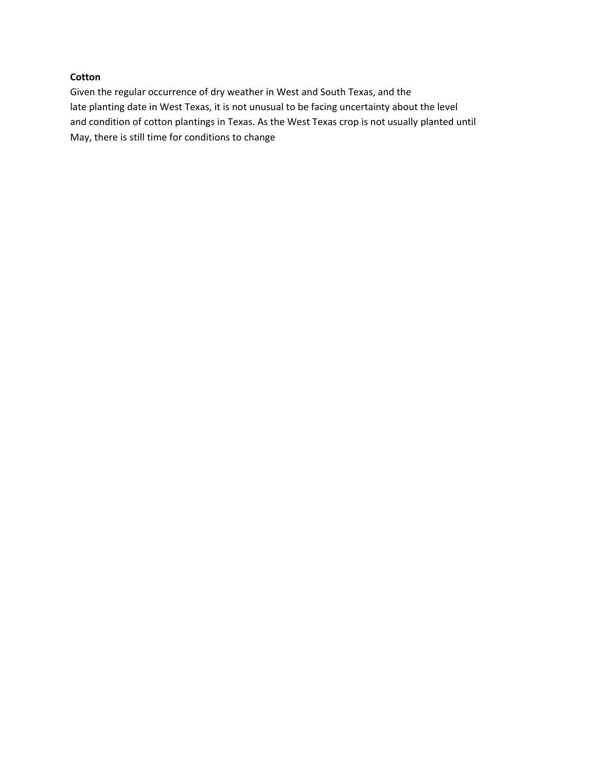**Cotton**

Given the regular occurrence of dry weather in West and South Texas, and the late planting date in West Texas, it is not unusual to be facing uncertainty about the level and condition of cotton plantings in Texas. As the West Texas crop is not usually planted until May, there is still time for conditions to change